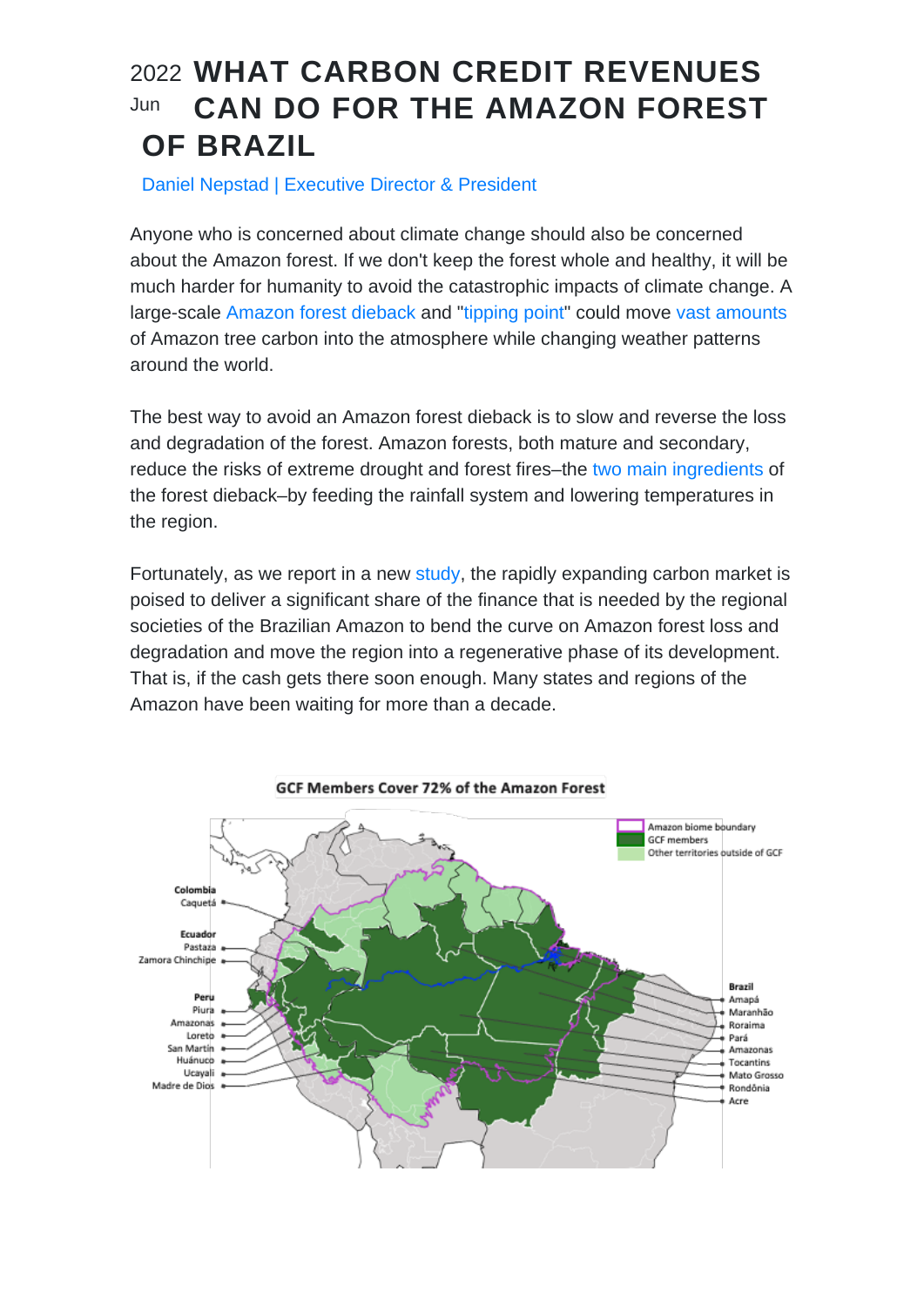2022 Jun

# WHAT CARBON CREDIT REVENUES CAN DO FOR THE AMAZON FOREST OF BRAZIL

Daniel Nepstad | Executive Director & President

Anyone who is concerned about climate change should also be concerned about the Amazon forest. If we don't keep the forest whole and healthy, it will be much harder for humanity to avoid the catastrophic impacts of climate change. A large-scale Amazon forest dieback and "tipping point" could move vast amounts of Amazon tree carbon into the atmosphere while changing weather patterns around the world.

The best way to avoid an Amazon forest dieback is to slow and reverse the loss and degradation of the forest. Amazon forests, both mature and secondary, reduce the risks of extreme drought and forest fires–the two main ingredients of the forest dieback–by feeding the rainfall system and lowering temperatures in the region.

Fortunately, as we report in a new study, the rapidly expanding carbon market is poised to deliver a significant share of the finance that is needed by the regional societies of the Brazilian Amazon to bend the curve on Amazon forest loss and degradation and move the region into a regenerative phase of its development. That is, if the cash gets there soon enough. Many states and regions of the Amazon have been waiting for more than a decade.

GCF Members Cover 72% of the Amazon Forest

Amazon biome boundary
GCF members
Other territories outside of GCF

Colombia: Caquetá
Ecuador: Pastaza, Zamora Chinchipe
Peru: Piura, Amazonas, Loreto, San Martin, Huánuco, Ucayali, Madre de Dios
Brazil: Amapá, Maranhão, Roraima, Pará, Amazonas, Tocantins, Mato Grosso, Rondônia, Acre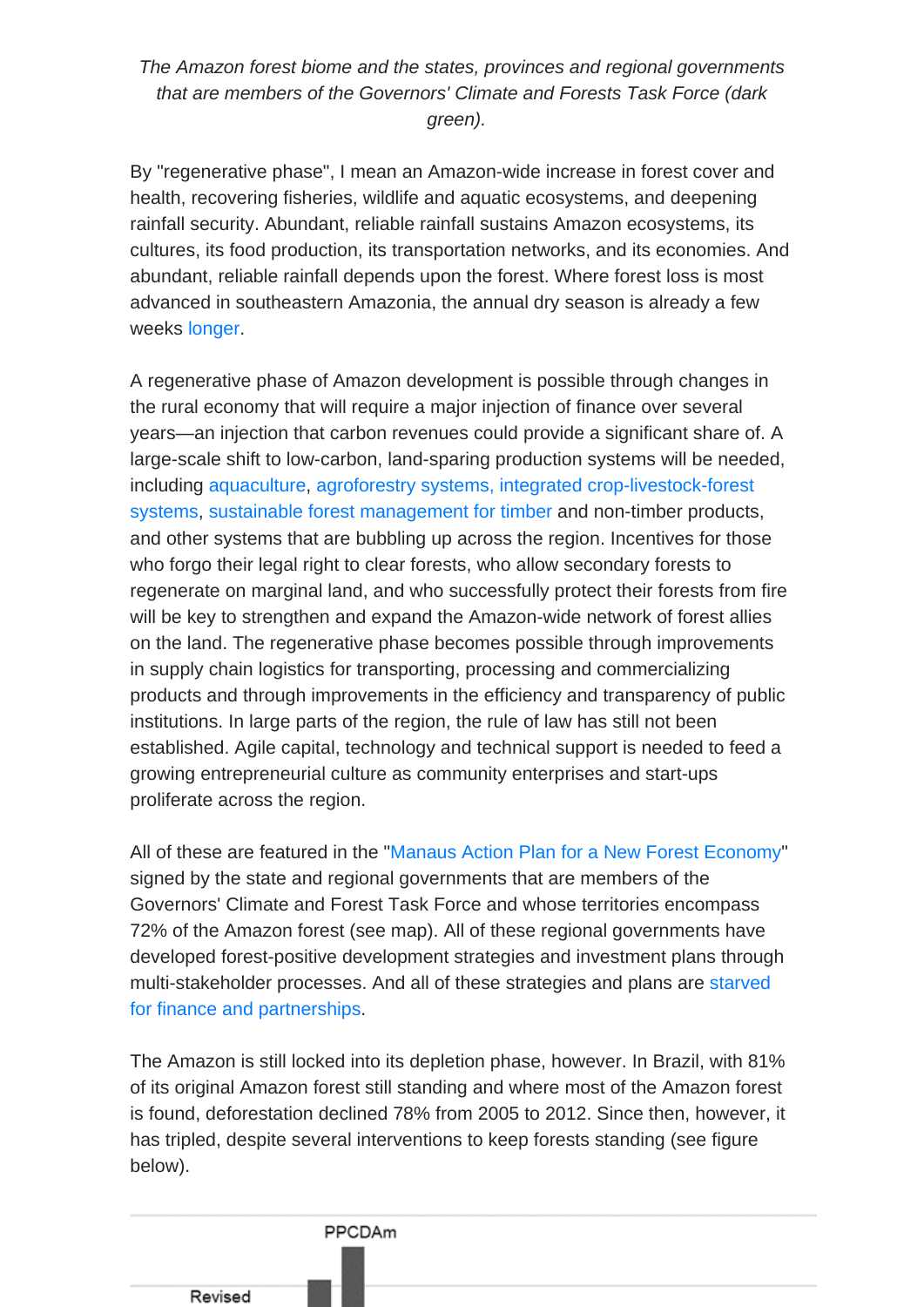*The Amazon forest biome and the states, provinces and regional governments that are members of the Governors' Climate and Forests Task Force (dark green).*

By "regenerative phase", I mean an Amazon-wide increase in forest cover and health, recovering fisheries, wildlife and aquatic ecosystems, and deepening rainfall security. Abundant, reliable rainfall sustains Amazon ecosystems, its cultures, its food production, its transportation networks, and its economies. And abundant, reliable rainfall depends upon the forest. Where forest loss is most advanced in southeastern Amazonia, the annual dry season is already a few weeks longer.

A regenerative phase of Amazon development is possible through changes in the rural economy that will require a major injection of finance over several years—an injection that carbon revenues could provide a significant share of. A large-scale shift to low-carbon, land-sparing production systems will be needed, including aquaculture, agroforestry systems, integrated crop-livestock-forest systems, sustainable forest management for timber and non-timber products, and other systems that are bubbling up across the region. Incentives for those who forgo their legal right to clear forests, who allow secondary forests to regenerate on marginal land, and who successfully protect their forests from fire will be key to strengthen and expand the Amazon-wide network of forest allies on the land. The regenerative phase becomes possible through improvements in supply chain logistics for transporting, processing and commercializing products and through improvements in the efficiency and transparency of public institutions. In large parts of the region, the rule of law has still not been established. Agile capital, technology and technical support is needed to feed a growing entrepreneurial culture as community enterprises and start-ups proliferate across the region.

All of these are featured in the "Manaus Action Plan for a New Forest Economy" signed by the state and regional governments that are members of the Governors' Climate and Forest Task Force and whose territories encompass 72% of the Amazon forest (see map). All of these regional governments have developed forest-positive development strategies and investment plans through multi-stakeholder processes. And all of these strategies and plans are starved for finance and partnerships.

The Amazon is still locked into its depletion phase, however. In Brazil, with 81% of its original Amazon forest still standing and where most of the Amazon forest is found, deforestation declined 78% from 2005 to 2012. Since then, however, it has tripled, despite several interventions to keep forests standing (see figure below).

PPCDAm

Revised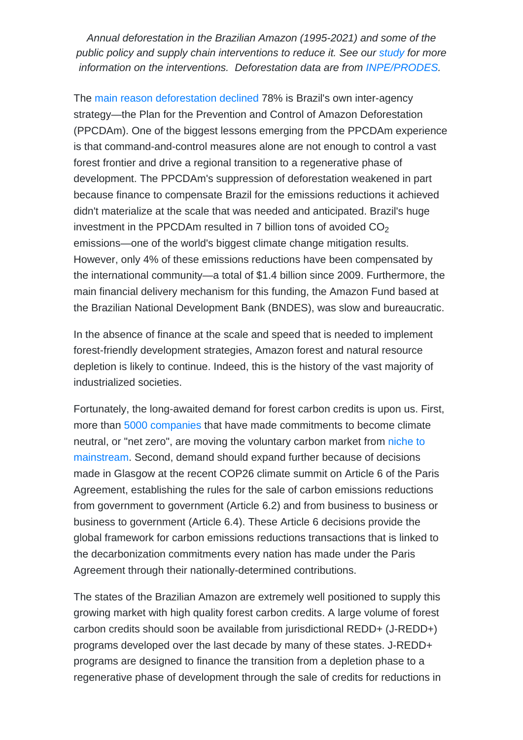*Annual deforestation in the Brazilian Amazon (1995-2021) and some of the public policy and supply chain interventions to reduce it. See our study for more information on the interventions. Deforestation data are from INPE/PRODES.*

The main reason deforestation declined 78% is Brazil's own inter-agency strategy—the Plan for the Prevention and Control of Amazon Deforestation (PPCDAm). One of the biggest lessons emerging from the PPCDAm experience is that command-and-control measures alone are not enough to control a vast forest frontier and drive a regional transition to a regenerative phase of development. The PPCDAm's suppression of deforestation weakened in part because finance to compensate Brazil for the emissions reductions it achieved didn't materialize at the scale that was needed and anticipated. Brazil's huge investment in the PPCDAm resulted in 7 billion tons of avoided $CO_2$ emissions—one of the world's biggest climate change mitigation results. However, only 4% of these emissions reductions have been compensated by the international community—a total of $1.4 billion since 2009. Furthermore, the main financial delivery mechanism for this funding, the Amazon Fund based at the Brazilian National Development Bank (BNDES), was slow and bureaucratic.

In the absence of finance at the scale and speed that is needed to implement forest-friendly development strategies, Amazon forest and natural resource depletion is likely to continue. Indeed, this is the history of the vast majority of industrialized societies.

Fortunately, the long-awaited demand for forest carbon credits is upon us. First, more than 5000 companies that have made commitments to become climate neutral, or "net zero", are moving the voluntary carbon market from niche to mainstream. Second, demand should expand further because of decisions made in Glasgow at the recent COP26 climate summit on Article 6 of the Paris Agreement, establishing the rules for the sale of carbon emissions reductions from government to government (Article 6.2) and from business to business or business to government (Article 6.4). These Article 6 decisions provide the global framework for carbon emissions reductions transactions that is linked to the decarbonization commitments every nation has made under the Paris Agreement through their nationally-determined contributions.

The states of the Brazilian Amazon are extremely well positioned to supply this growing market with high quality forest carbon credits. A large volume of forest carbon credits should soon be available from jurisdictional REDD+ (J-REDD+) programs developed over the last decade by many of these states. J-REDD+ programs are designed to finance the transition from a depletion phase to a regenerative phase of development through the sale of credits for reductions in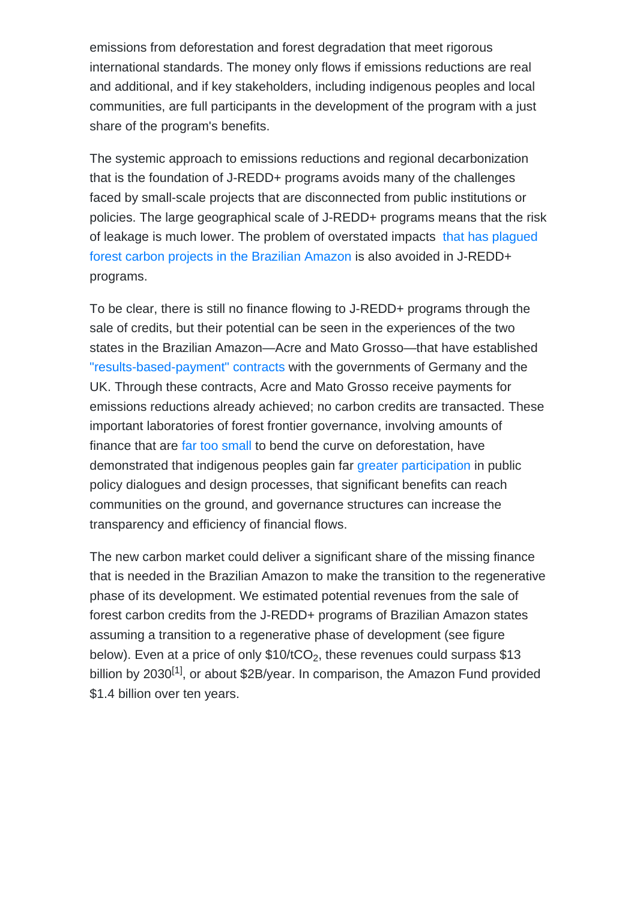emissions from deforestation and forest degradation that meet rigorous international standards. The money only flows if emissions reductions are real and additional, and if key stakeholders, including indigenous peoples and local communities, are full participants in the development of the program with a just share of the program's benefits.

The systemic approach to emissions reductions and regional decarbonization that is the foundation of J-REDD+ programs avoids many of the challenges faced by small-scale projects that are disconnected from public institutions or policies. The large geographical scale of J-REDD+ programs means that the risk of leakage is much lower. The problem of overstated impacts that has plagued forest carbon projects in the Brazilian Amazon is also avoided in J-REDD+ programs.

To be clear, there is still no finance flowing to J-REDD+ programs through the sale of credits, but their potential can be seen in the experiences of the two states in the Brazilian Amazon—Acre and Mato Grosso—that have established "results-based-payment" contracts with the governments of Germany and the UK. Through these contracts, Acre and Mato Grosso receive payments for emissions reductions already achieved; no carbon credits are transacted. These important laboratories of forest frontier governance, involving amounts of finance that are far too small to bend the curve on deforestation, have demonstrated that indigenous peoples gain far greater participation in public policy dialogues and design processes, that significant benefits can reach communities on the ground, and governance structures can increase the transparency and efficiency of financial flows.

The new carbon market could deliver a significant share of the missing finance that is needed in the Brazilian Amazon to make the transition to the regenerative phase of its development. We estimated potential revenues from the sale of forest carbon credits from the J-REDD+ programs of Brazilian Amazon states assuming a transition to a regenerative phase of development (see figure below). Even at a price of only \$10/t$CO_2$, these revenues could surpass \$13 billion by 2030[1], or about \$2B/year. In comparison, the Amazon Fund provided \$1.4 billion over ten years.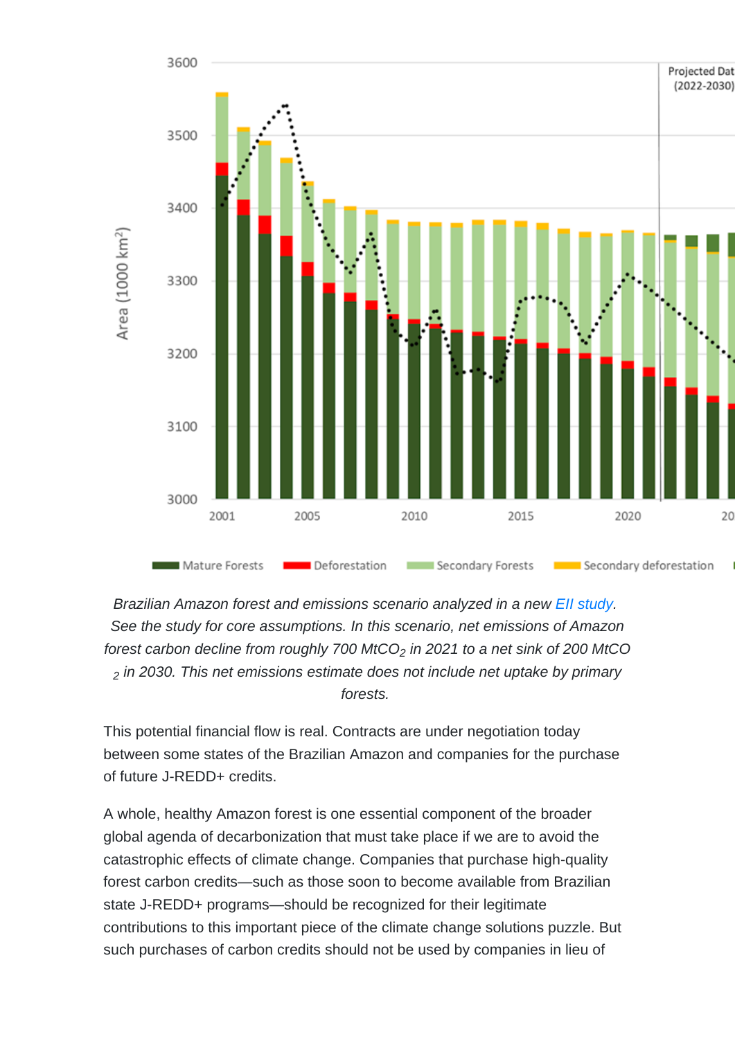*Brazilian Amazon forest and emissions scenario analyzed in a new [EII study](). See the study for core assumptions. In this scenario, net emissions of Amazon forest carbon decline from roughly 700 $MtCO_2$ in 2021 to a net sink of 200 $MtCO_2$ in 2030. This net emissions estimate does not include net uptake by primary forests.*

This potential financial flow is real. Contracts are under negotiation today between some states of the Brazilian Amazon and companies for the purchase of future J-REDD+ credits.

A whole, healthy Amazon forest is one essential component of the broader global agenda of decarbonization that must take place if we are to avoid the catastrophic effects of climate change. Companies that purchase high-quality forest carbon credits—such as those soon to become available from Brazilian state J-REDD+ programs—should be recognized for their legitimate contributions to this important piece of the climate change solutions puzzle. But such purchases of carbon credits should not be used by companies in lieu of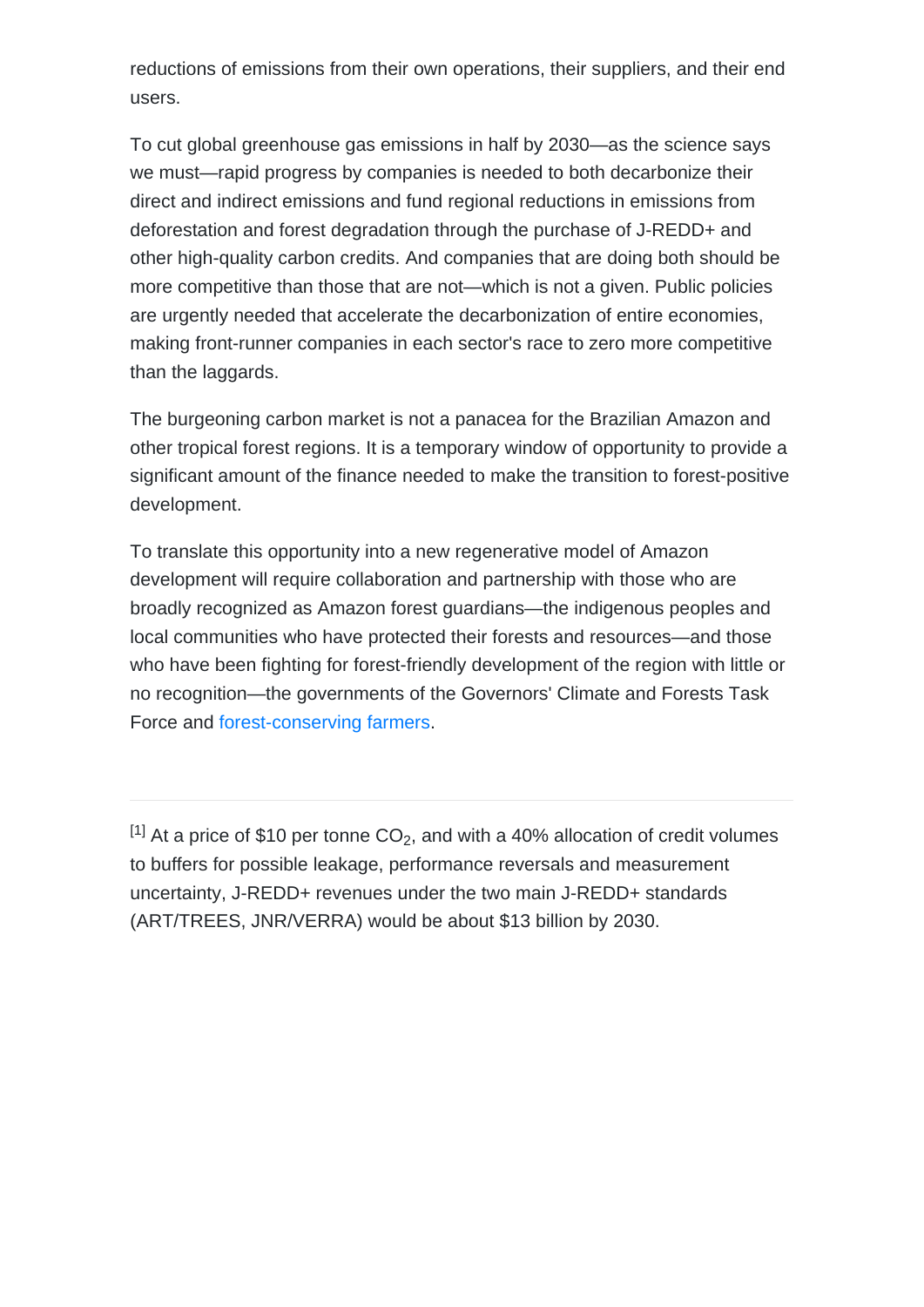reductions of emissions from their own operations, their suppliers, and their end users.

To cut global greenhouse gas emissions in half by 2030—as the science says we must—rapid progress by companies is needed to both decarbonize their direct and indirect emissions and fund regional reductions in emissions from deforestation and forest degradation through the purchase of J-REDD+ and other high-quality carbon credits. And companies that are doing both should be more competitive than those that are not—which is not a given. Public policies are urgently needed that accelerate the decarbonization of entire economies, making front-runner companies in each sector's race to zero more competitive than the laggards.

The burgeoning carbon market is not a panacea for the Brazilian Amazon and other tropical forest regions. It is a temporary window of opportunity to provide a significant amount of the finance needed to make the transition to forest-positive development.

To translate this opportunity into a new regenerative model of Amazon development will require collaboration and partnership with those who are broadly recognized as Amazon forest guardians—the indigenous peoples and local communities who have protected their forests and resources—and those who have been fighting for forest-friendly development of the region with little or no recognition—the governments of the Governors' Climate and Forests Task Force and forest-conserving farmers.

---

[1] At a price of $10 per tonne $CO_2$, and with a 40% allocation of credit volumes to buffers for possible leakage, performance reversals and measurement uncertainty, J-REDD+ revenues under the two main J-REDD+ standards (ART/TREES, JNR/VERRA) would be about $13 billion by 2030.